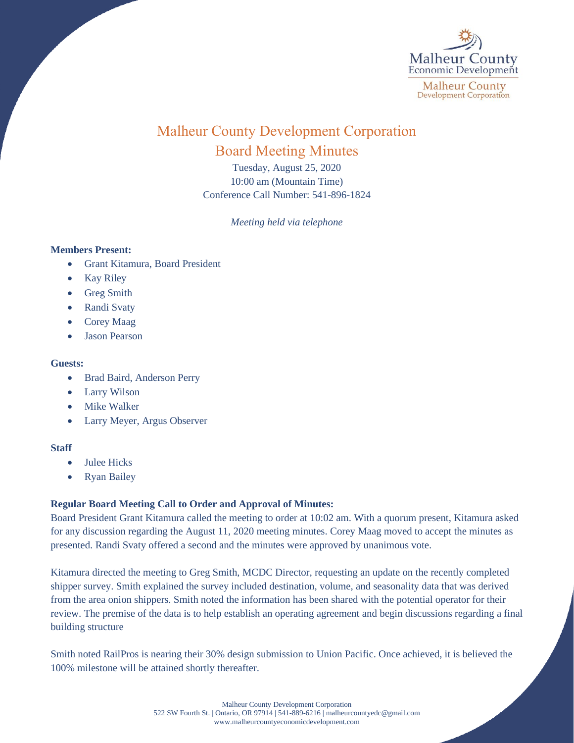# Malheur County Development Corporation

## Board Meeting Minutes

Tuesday, August 25, 2020
10:00 am (Mountain Time)
Conference Call Number: 541-896-1824

*Meeting held via telephone*

**Members Present:**

- Grant Kitamura, Board President
- Kay Riley
- Greg Smith
- Randi Svaty
- Corey Maag
- Jason Pearson

**Guests:**

- Brad Baird, Anderson Perry
- Larry Wilson
- Mike Walker
- Larry Meyer, Argus Observer

**Staff**

- Julee Hicks
- Ryan Bailey

**Regular Board Meeting Call to Order and Approval of Minutes:**

Board President Grant Kitamura called the meeting to order at 10:02 am. With a quorum present, Kitamura asked for any discussion regarding the August 11, 2020 meeting minutes. Corey Maag moved to accept the minutes as presented. Randi Svaty offered a second and the minutes were approved by unanimous vote.

Kitamura directed the meeting to Greg Smith, MCDC Director, requesting an update on the recently completed shipper survey. Smith explained the survey included destination, volume, and seasonality data that was derived from the area onion shippers. Smith noted the information has been shared with the potential operator for their review. The premise of the data is to help establish an operating agreement and begin discussions regarding a final building structure

Smith noted RailPros is nearing their 30% design submission to Union Pacific. Once achieved, it is believed the 100% milestone will be attained shortly thereafter.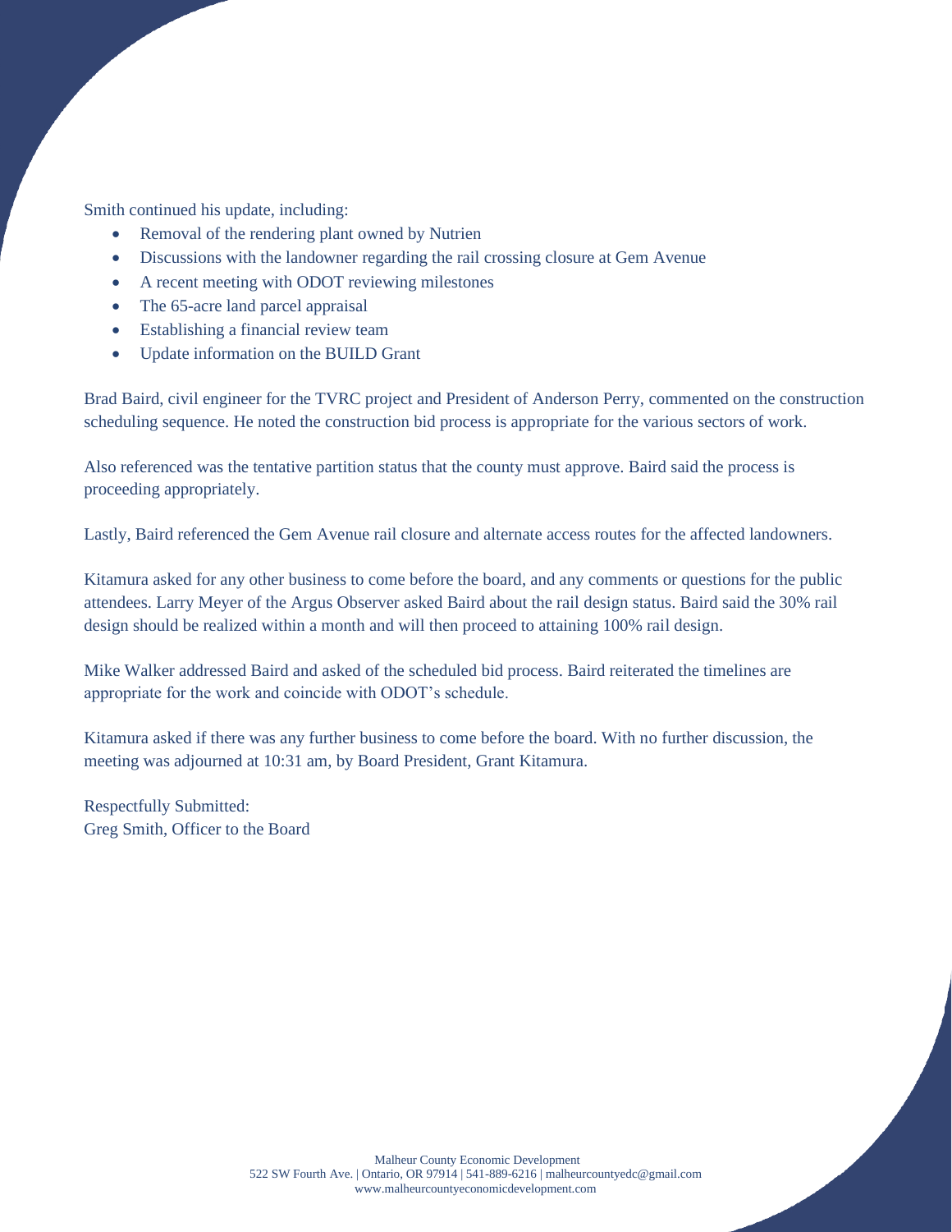Smith continued his update, including:

- Removal of the rendering plant owned by Nutrien
- Discussions with the landowner regarding the rail crossing closure at Gem Avenue
- A recent meeting with ODOT reviewing milestones
- The 65-acre land parcel appraisal
- Establishing a financial review team
- Update information on the BUILD Grant

Brad Baird, civil engineer for the TVRC project and President of Anderson Perry, commented on the construction scheduling sequence. He noted the construction bid process is appropriate for the various sectors of work.

Also referenced was the tentative partition status that the county must approve. Baird said the process is proceeding appropriately.

Lastly, Baird referenced the Gem Avenue rail closure and alternate access routes for the affected landowners.

Kitamura asked for any other business to come before the board, and any comments or questions for the public attendees. Larry Meyer of the Argus Observer asked Baird about the rail design status. Baird said the 30% rail design should be realized within a month and will then proceed to attaining 100% rail design.

Mike Walker addressed Baird and asked of the scheduled bid process. Baird reiterated the timelines are appropriate for the work and coincide with ODOT's schedule.

Kitamura asked if there was any further business to come before the board. With no further discussion, the meeting was adjourned at 10:31 am, by Board President, Grant Kitamura.

Respectfully Submitted:
Greg Smith, Officer to the Board